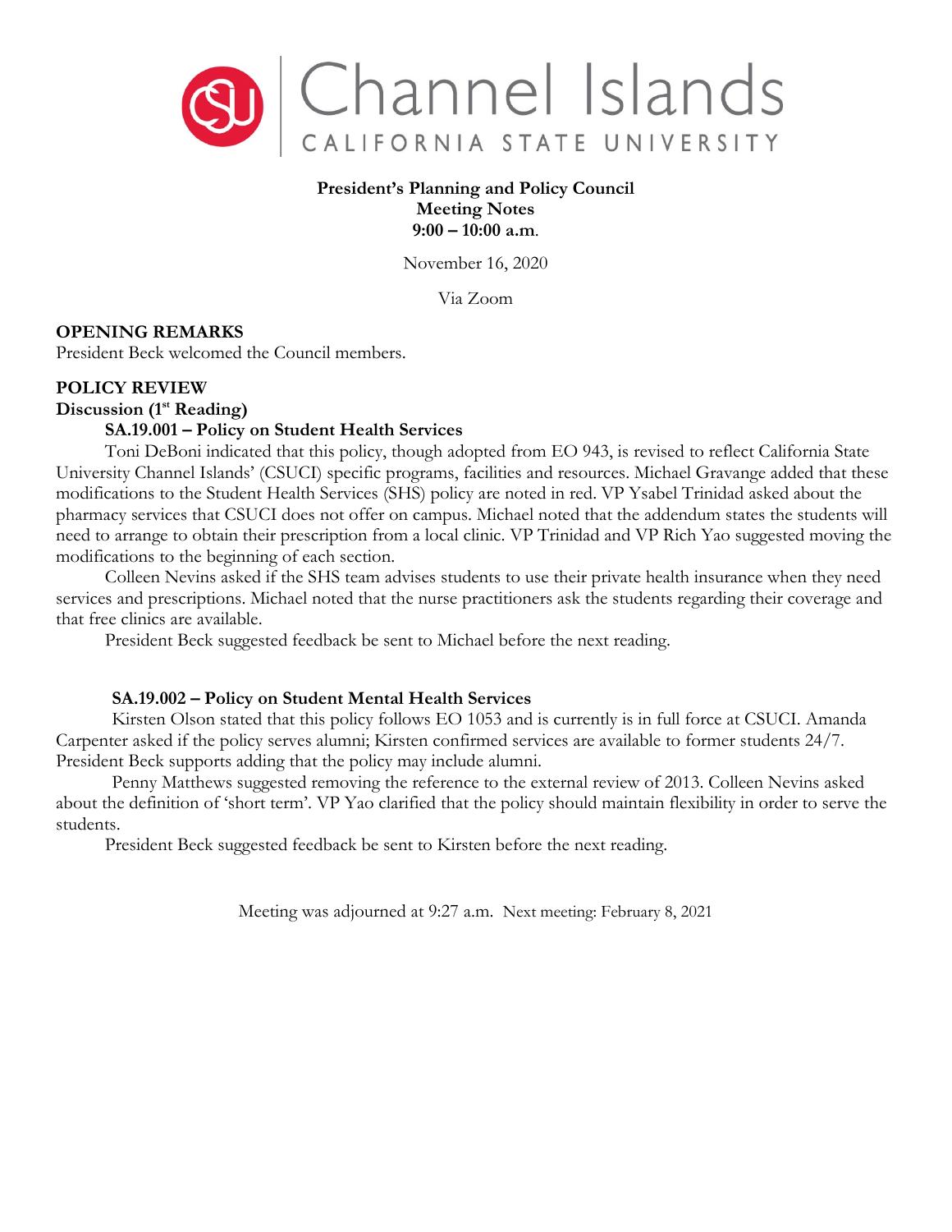Channel Islands
CALIFORNIA STATE UNIVERSITY

**President's Planning and Policy Council**
**Meeting Notes**
**9:00 – 10:00 a.m.**

November 16, 2020

Via Zoom

## OPENING REMARKS

President Beck welcomed the Council members.

## POLICY REVIEW

### Discussion (1st Reading)

#### SA.19.001 – Policy on Student Health Services

Toni DeBoni indicated that this policy, though adopted from EO 943, is revised to reflect California State University Channel Islands' (CSUCI) specific programs, facilities and resources. Michael Gravange added that these modifications to the Student Health Services (SHS) policy are noted in red. VP Ysabel Trinidad asked about the pharmacy services that CSUCI does not offer on campus. Michael noted that the addendum states the students will need to arrange to obtain their prescription from a local clinic. VP Trinidad and VP Rich Yao suggested moving the modifications to the beginning of each section.

Colleen Nevins asked if the SHS team advises students to use their private health insurance when they need services and prescriptions. Michael noted that the nurse practitioners ask the students regarding their coverage and that free clinics are available.

President Beck suggested feedback be sent to Michael before the next reading.

#### SA.19.002 – Policy on Student Mental Health Services

Kirsten Olson stated that this policy follows EO 1053 and is currently is in full force at CSUCI. Amanda Carpenter asked if the policy serves alumni; Kirsten confirmed services are available to former students 24/7. President Beck supports adding that the policy may include alumni.

Penny Matthews suggested removing the reference to the external review of 2013. Colleen Nevins asked about the definition of 'short term'. VP Yao clarified that the policy should maintain flexibility in order to serve the students.

President Beck suggested feedback be sent to Kirsten before the next reading.

Meeting was adjourned at 9:27 a.m. Next meeting: February 8, 2021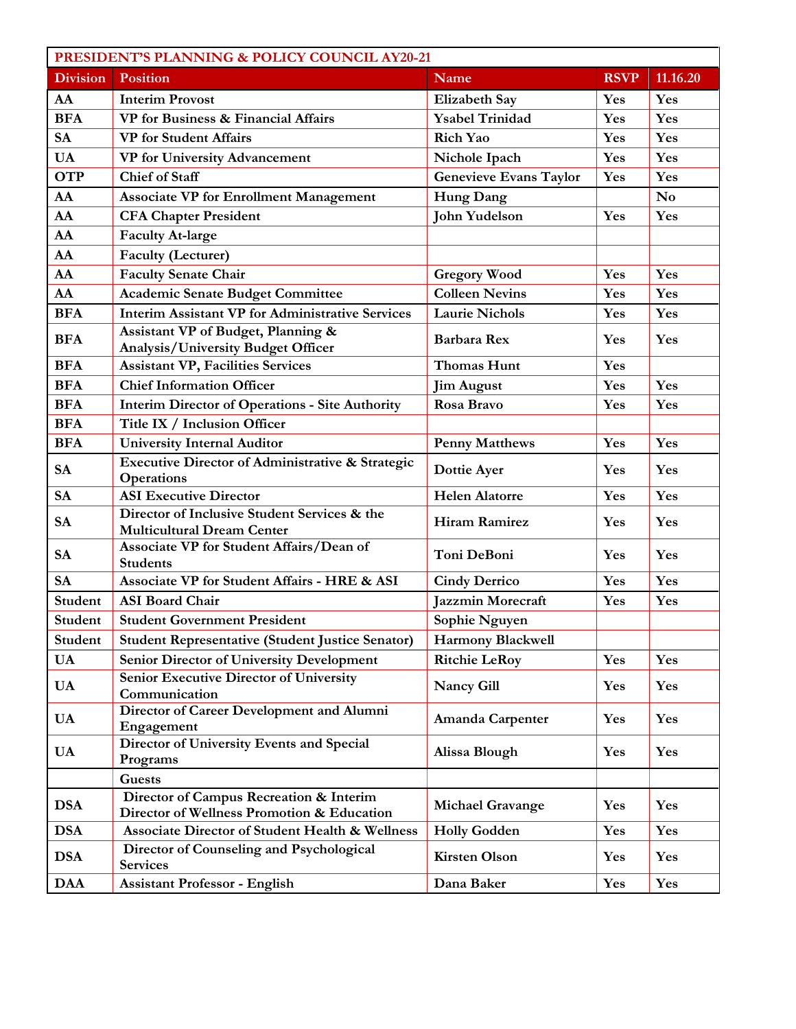| PRESIDENT'S PLANNING & POLICY COUNCIL AY20-21 | | | | |
|---|---|---|---|---|
| **Division** | **Position** | **Name** | **RSVP** | **11.16.20** |
| AA | Interim Provost | Elizabeth Say | Yes | Yes |
| BFA | VP for Business & Financial Affairs | Ysabel Trinidad | Yes | Yes |
| SA | VP for Student Affairs | Rich Yao | Yes | Yes |
| UA | VP for University Advancement | Nichole Ipach | Yes | Yes |
| OTP | Chief of Staff | Genevieve Evans Taylor | Yes | Yes |
| AA | Associate VP for Enrollment Management | Hung Dang | | No |
| AA | CFA Chapter President | John Yudelson | Yes | Yes |
| AA | Faculty At-large | | | |
| AA | Faculty (Lecturer) | | | |
| AA | Faculty Senate Chair | Gregory Wood | Yes | Yes |
| AA | Academic Senate Budget Committee | Colleen Nevins | Yes | Yes |
| BFA | Interim Assistant VP for Administrative Services | Laurie Nichols | Yes | Yes |
| BFA | Assistant VP of Budget, Planning & Analysis/University Budget Officer | Barbara Rex | Yes | Yes |
| BFA | Assistant VP, Facilities Services | Thomas Hunt | Yes | |
| BFA | Chief Information Officer | Jim August | Yes | Yes |
| BFA | Interim Director of Operations - Site Authority | Rosa Bravo | Yes | Yes |
| BFA | Title IX / Inclusion Officer | | | |
| BFA | University Internal Auditor | Penny Matthews | Yes | Yes |
| SA | Executive Director of Administrative & Strategic Operations | Dottie Ayer | Yes | Yes |
| SA | ASI Executive Director | Helen Alatorre | Yes | Yes |
| SA | Director of Inclusive Student Services & the Multicultural Dream Center | Hiram Ramirez | Yes | Yes |
| SA | Associate VP for Student Affairs/Dean of Students | Toni DeBoni | Yes | Yes |
| SA | Associate VP for Student Affairs - HRE & ASI | Cindy Derrico | Yes | Yes |
| Student | ASI Board Chair | Jazzmin Morecraft | Yes | Yes |
| Student | Student Government President | Sophie Nguyen | | |
| Student | Student Representative (Student Justice Senator) | Harmony Blackwell | | |
| UA | Senior Director of University Development | Ritchie LeRoy | Yes | Yes |
| UA | Senior Executive Director of University Communication | Nancy Gill | Yes | Yes |
| UA | Director of Career Development and Alumni Engagement | Amanda Carpenter | Yes | Yes |
| UA | Director of University Events and Special Programs | Alissa Blough | Yes | Yes |
| | Guests | | | |
| DSA | Director of Campus Recreation & Interim Director of Wellness Promotion & Education | Michael Gravange | Yes | Yes |
| DSA | Associate Director of Student Health & Wellness | Holly Godden | Yes | Yes |
| DSA | Director of Counseling and Psychological Services | Kirsten Olson | Yes | Yes |
| DAA | Assistant Professor - English | Dana Baker | Yes | Yes |